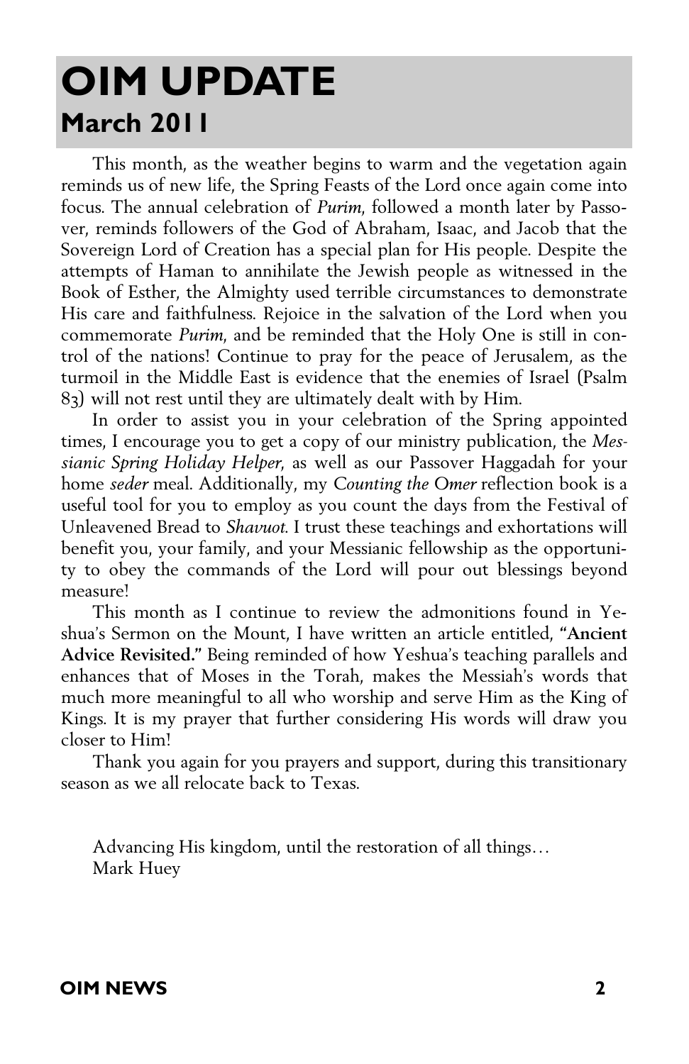# OIM UPDATE
## March 2011

This month, as the weather begins to warm and the vegetation again reminds us of new life, the Spring Feasts of the Lord once again come into focus. The annual celebration of *Purim*, followed a month later by Passover, reminds followers of the God of Abraham, Isaac, and Jacob that the Sovereign Lord of Creation has a special plan for His people. Despite the attempts of Haman to annihilate the Jewish people as witnessed in the Book of Esther, the Almighty used terrible circumstances to demonstrate His care and faithfulness. Rejoice in the salvation of the Lord when you commemorate *Purim*, and be reminded that the Holy One is still in control of the nations! Continue to pray for the peace of Jerusalem, as the turmoil in the Middle East is evidence that the enemies of Israel (Psalm 83) will not rest until they are ultimately dealt with by Him.

In order to assist you in your celebration of the Spring appointed times, I encourage you to get a copy of our ministry publication, the *Messianic Spring Holiday Helper*, as well as our Passover Haggadah for your home *seder* meal. Additionally, my *Counting the Omer* reflection book is a useful tool for you to employ as you count the days from the Festival of Unleavened Bread to *Shavuot*. I trust these teachings and exhortations will benefit you, your family, and your Messianic fellowship as the opportunity to obey the commands of the Lord will pour out blessings beyond measure!

This month as I continue to review the admonitions found in Yeshua's Sermon on the Mount, I have written an article entitled, **"Ancient Advice Revisited."** Being reminded of how Yeshua's teaching parallels and enhances that of Moses in the Torah, makes the Messiah's words that much more meaningful to all who worship and serve Him as the King of Kings. It is my prayer that further considering His words will draw you closer to Him!

Thank you again for you prayers and support, during this transitionary season as we all relocate back to Texas.

Advancing His kingdom, until the restoration of all things…
Mark Huey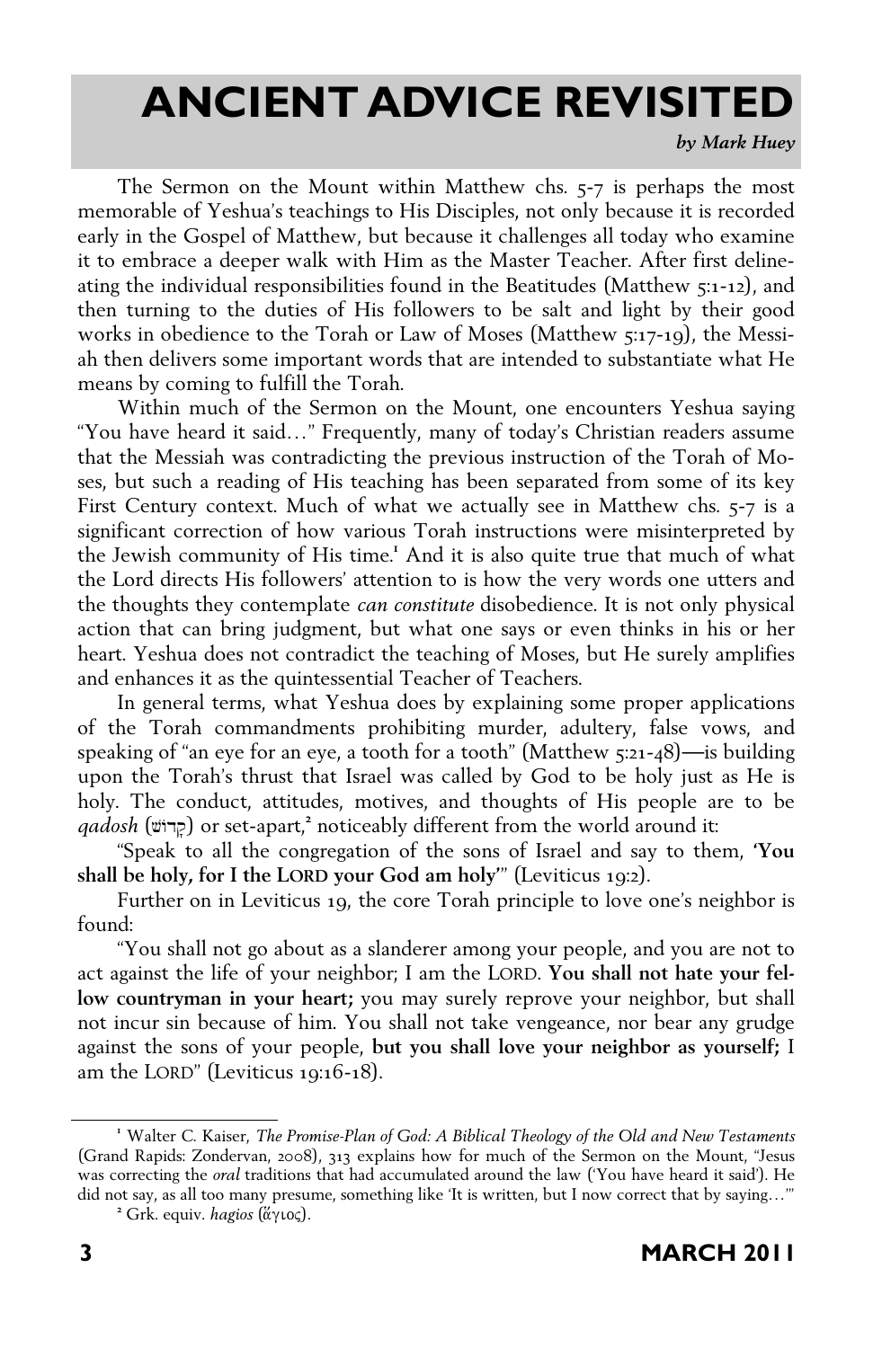# ANCIENT ADVICE REVISITED

*by Mark Huey*

The Sermon on the Mount within Matthew chs. 5-7 is perhaps the most memorable of Yeshua's teachings to His Disciples, not only because it is recorded early in the Gospel of Matthew, but because it challenges all today who examine it to embrace a deeper walk with Him as the Master Teacher. After first delineating the individual responsibilities found in the Beatitudes (Matthew 5:1-12), and then turning to the duties of His followers to be salt and light by their good works in obedience to the Torah or Law of Moses (Matthew 5:17-19), the Messiah then delivers some important words that are intended to substantiate what He means by coming to fulfill the Torah.

Within much of the Sermon on the Mount, one encounters Yeshua saying "You have heard it said…" Frequently, many of today's Christian readers assume that the Messiah was contradicting the previous instruction of the Torah of Moses, but such a reading of His teaching has been separated from some of its key First Century context. Much of what we actually see in Matthew chs. 5-7 is a significant correction of how various Torah instructions were misinterpreted by the Jewish community of His time.[1] And it is also quite true that much of what the Lord directs His followers' attention to is how the very words one utters and the thoughts they contemplate *can constitute* disobedience. It is not only physical action that can bring judgment, but what one says or even thinks in his or her heart. Yeshua does not contradict the teaching of Moses, but He surely amplifies and enhances it as the quintessential Teacher of Teachers.

In general terms, what Yeshua does by explaining some proper applications of the Torah commandments prohibiting murder, adultery, false vows, and speaking of "an eye for an eye, a tooth for a tooth" (Matthew 5:21-48)—is building upon the Torah's thrust that Israel was called by God to be holy just as He is holy. The conduct, attitudes, motives, and thoughts of His people are to be *qadosh* (קָדוֹשׁ) or set-apart,[2] noticeably different from the world around it:

"Speak to all the congregation of the sons of Israel and say to them, '**You shall be holy, for I the LORD your God am holy**'" (Leviticus 19:2).

Further on in Leviticus 19, the core Torah principle to love one's neighbor is found:

"You shall not go about as a slanderer among your people, and you are not to act against the life of your neighbor; I am the LORD. **You shall not hate your fellow countryman in your heart;** you may surely reprove your neighbor, but shall not incur sin because of him. You shall not take vengeance, nor bear any grudge against the sons of your people, **but you shall love your neighbor as yourself;** I am the LORD" (Leviticus 19:16-18).

---

[1] Walter C. Kaiser, *The Promise-Plan of God: A Biblical Theology of the Old and New Testaments* (Grand Rapids: Zondervan, 2008), 313 explains how for much of the Sermon on the Mount, "Jesus was correcting the *oral* traditions that had accumulated around the law ('You have heard it said'). He did not say, as all too many presume, something like 'It is written, but I now correct that by saying…'"

[2] Grk. equiv. *hagios* (ἅγιος).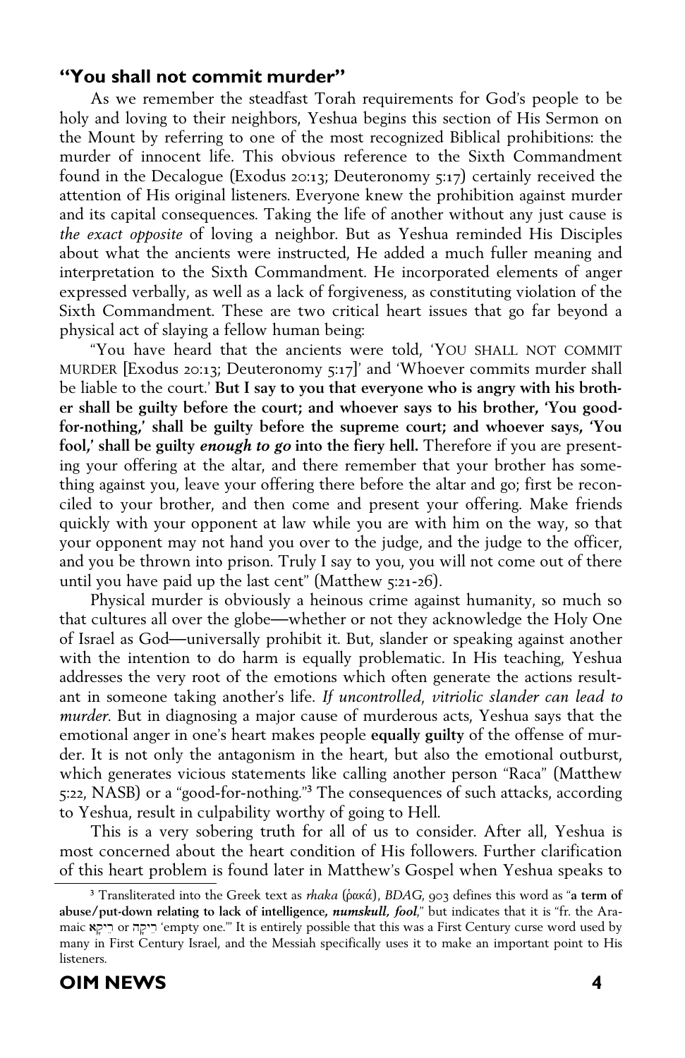## "You shall not commit murder"

As we remember the steadfast Torah requirements for God's people to be holy and loving to their neighbors, Yeshua begins this section of His Sermon on the Mount by referring to one of the most recognized Biblical prohibitions: the murder of innocent life. This obvious reference to the Sixth Commandment found in the Decalogue (Exodus 20:13; Deuteronomy 5:17) certainly received the attention of His original listeners. Everyone knew the prohibition against murder and its capital consequences. Taking the life of another without any just cause is *the exact opposite* of loving a neighbor. But as Yeshua reminded His Disciples about what the ancients were instructed, He added a much fuller meaning and interpretation to the Sixth Commandment. He incorporated elements of anger expressed verbally, as well as a lack of forgiveness, as constituting violation of the Sixth Commandment. These are two critical heart issues that go far beyond a physical act of slaying a fellow human being:

"You have heard that the ancients were told, 'YOU SHALL NOT COMMIT MURDER [Exodus 20:13; Deuteronomy 5:17]' and 'Whoever commits murder shall be liable to the court.' **But I say to you that everyone who is angry with his brother shall be guilty before the court; and whoever says to his brother, 'You good-for-nothing,' shall be guilty before the supreme court; and whoever says, 'You fool,' shall be guilty *enough to go* into the fiery hell.** Therefore if you are presenting your offering at the altar, and there remember that your brother has something against you, leave your offering there before the altar and go; first be reconciled to your brother, and then come and present your offering. Make friends quickly with your opponent at law while you are with him on the way, so that your opponent may not hand you over to the judge, and the judge to the officer, and you be thrown into prison. Truly I say to you, you will not come out of there until you have paid up the last cent" (Matthew 5:21-26).

Physical murder is obviously a heinous crime against humanity, so much so that cultures all over the globe—whether or not they acknowledge the Holy One of Israel as God—universally prohibit it. But, slander or speaking against another with the intention to do harm is equally problematic. In His teaching, Yeshua addresses the very root of the emotions which often generate the actions resultant in someone taking another's life. *If uncontrolled, vitriolic slander can lead to murder*. But in diagnosing a major cause of murderous acts, Yeshua says that the emotional anger in one's heart makes people **equally guilty** of the offense of murder. It is not only the antagonism in the heart, but also the emotional outburst, which generates vicious statements like calling another person "Raca" (Matthew 5:22, NASB) or a "good-for-nothing."[3] The consequences of such attacks, according to Yeshua, result in culpability worthy of going to Hell.

This is a very sobering truth for all of us to consider. After all, Yeshua is most concerned about the heart condition of His followers. Further clarification of this heart problem is found later in Matthew's Gospel when Yeshua speaks to

[3] Transliterated into the Greek text as *rhaka* (ῥακά), *BDAG*, 903 defines this word as "**a term of abuse/put-down relating to lack of intelligence, *numskull, fool*,**" but indicates that it is "fr. the Aramaic רֵיקָא or רֵיקָה 'empty one.'" It is entirely possible that this was a First Century curse word used by many in First Century Israel, and the Messiah specifically uses it to make an important point to His listeners.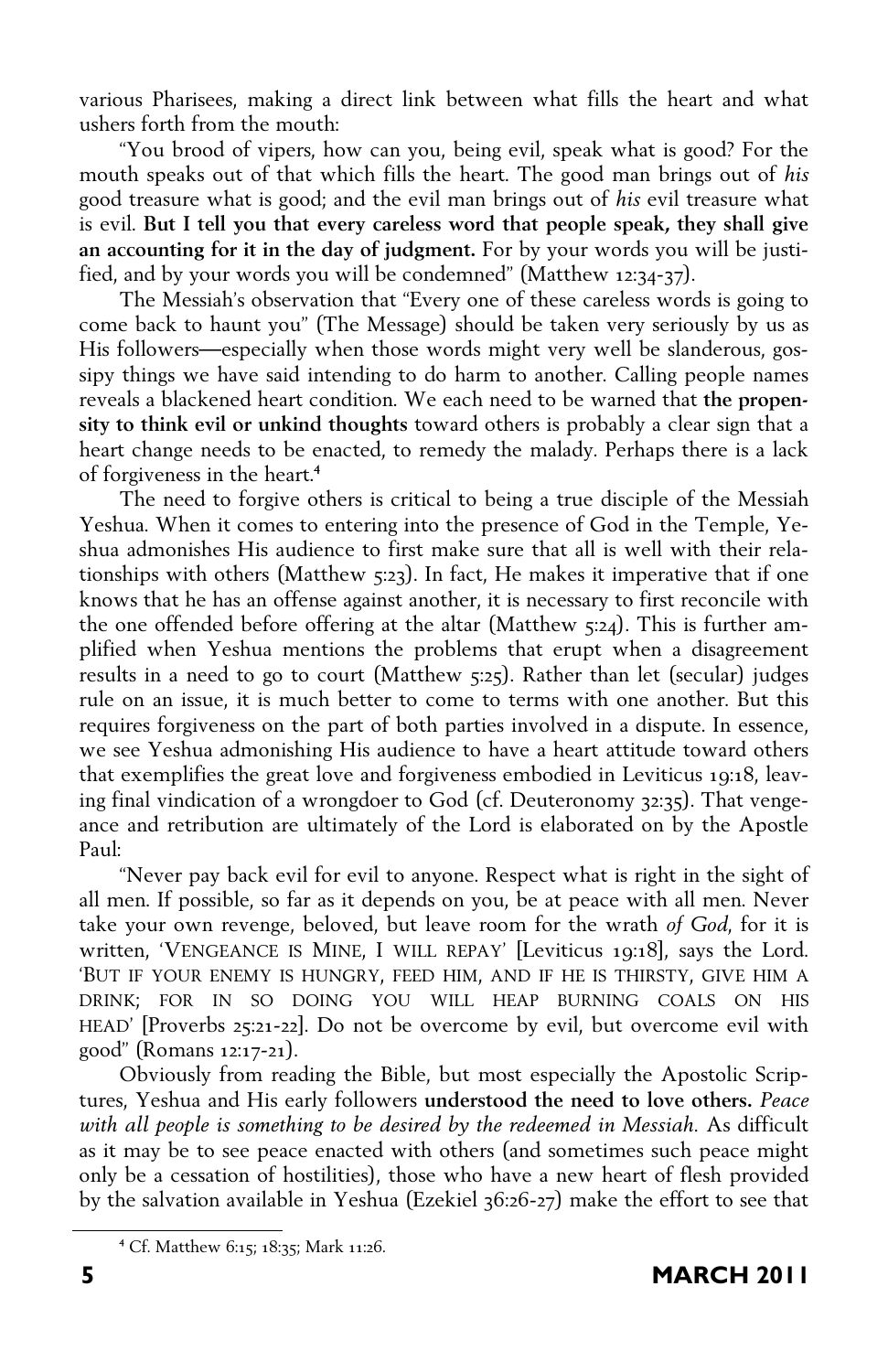various Pharisees, making a direct link between what fills the heart and what ushers forth from the mouth:

"You brood of vipers, how can you, being evil, speak what is good? For the mouth speaks out of that which fills the heart. The good man brings out of *his* good treasure what is good; and the evil man brings out of *his* evil treasure what is evil. **But I tell you that every careless word that people speak, they shall give an accounting for it in the day of judgment.** For by your words you will be justified, and by your words you will be condemned" (Matthew 12:34-37).

The Messiah's observation that "Every one of these careless words is going to come back to haunt you" (The Message) should be taken very seriously by us as His followers—especially when those words might very well be slanderous, gossipy things we have said intending to do harm to another. Calling people names reveals a blackened heart condition. We each need to be warned that **the propensity to think evil or unkind thoughts** toward others is probably a clear sign that a heart change needs to be enacted, to remedy the malady. Perhaps there is a lack of forgiveness in the heart.[4]

The need to forgive others is critical to being a true disciple of the Messiah Yeshua. When it comes to entering into the presence of God in the Temple, Yeshua admonishes His audience to first make sure that all is well with their relationships with others (Matthew 5:23). In fact, He makes it imperative that if one knows that he has an offense against another, it is necessary to first reconcile with the one offended before offering at the altar (Matthew 5:24). This is further amplified when Yeshua mentions the problems that erupt when a disagreement results in a need to go to court (Matthew 5:25). Rather than let (secular) judges rule on an issue, it is much better to come to terms with one another. But this requires forgiveness on the part of both parties involved in a dispute. In essence, we see Yeshua admonishing His audience to have a heart attitude toward others that exemplifies the great love and forgiveness embodied in Leviticus 19:18, leaving final vindication of a wrongdoer to God (cf. Deuteronomy 32:35). That vengeance and retribution are ultimately of the Lord is elaborated on by the Apostle Paul:

"Never pay back evil for evil to anyone. Respect what is right in the sight of all men. If possible, so far as it depends on you, be at peace with all men. Never take your own revenge, beloved, but leave room for the wrath *of God*, for it is written, 'VENGEANCE IS MINE, I WILL REPAY' [Leviticus 19:18], says the Lord. 'BUT IF YOUR ENEMY IS HUNGRY, FEED HIM, AND IF HE IS THIRSTY, GIVE HIM A DRINK; FOR IN SO DOING YOU WILL HEAP BURNING COALS ON HIS HEAD' [Proverbs 25:21-22]. Do not be overcome by evil, but overcome evil with good" (Romans 12:17-21).

Obviously from reading the Bible, but most especially the Apostolic Scriptures, Yeshua and His early followers **understood the need to love others.** *Peace with all people is something to be desired by the redeemed in Messiah.* As difficult as it may be to see peace enacted with others (and sometimes such peace might only be a cessation of hostilities), those who have a new heart of flesh provided by the salvation available in Yeshua (Ezekiel 36:26-27) make the effort to see that

[4] Cf. Matthew 6:15; 18:35; Mark 11:26.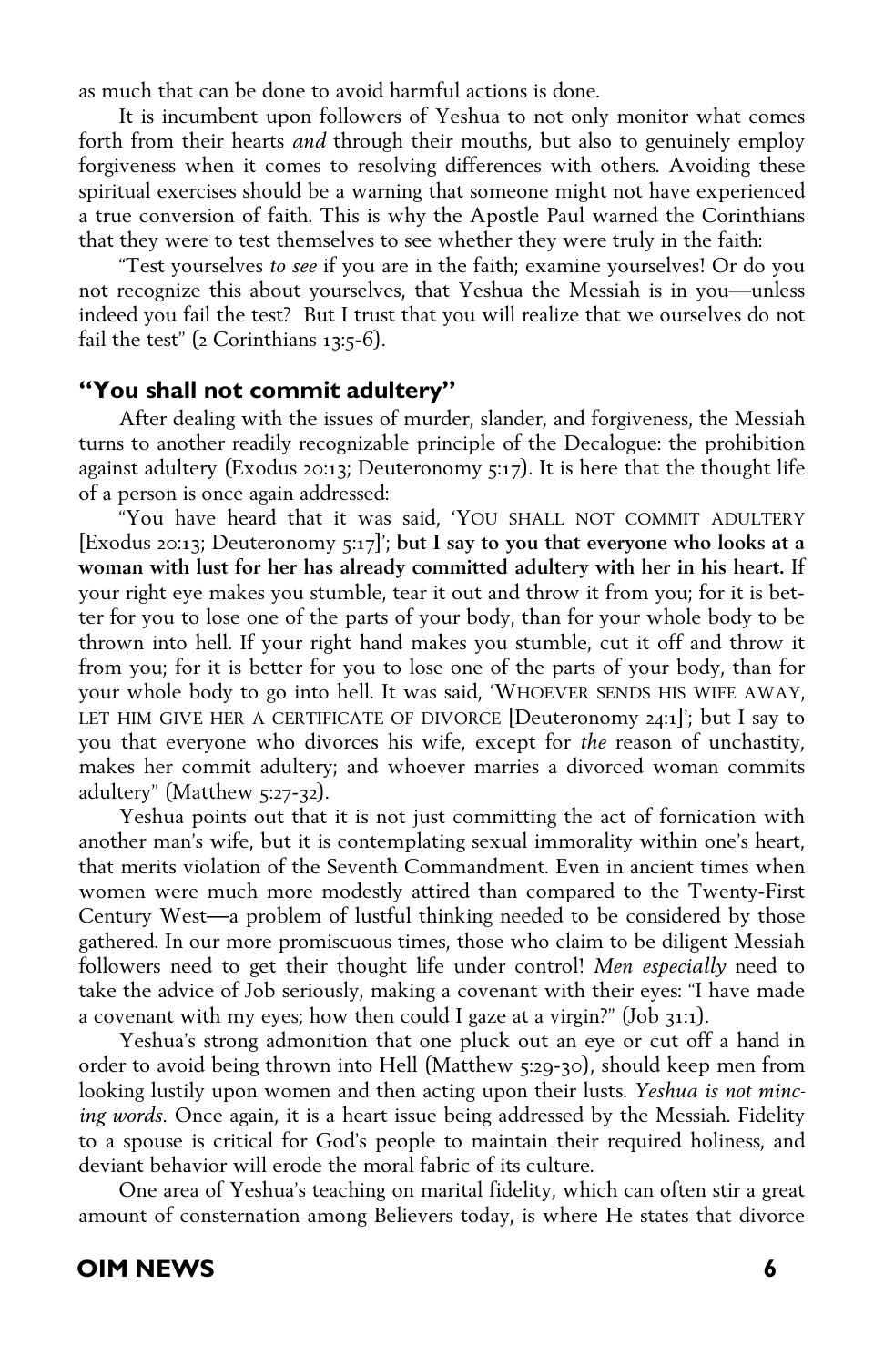as much that can be done to avoid harmful actions is done.

It is incumbent upon followers of Yeshua to not only monitor what comes forth from their hearts *and* through their mouths, but also to genuinely employ forgiveness when it comes to resolving differences with others. Avoiding these spiritual exercises should be a warning that someone might not have experienced a true conversion of faith. This is why the Apostle Paul warned the Corinthians that they were to test themselves to see whether they were truly in the faith:

"Test yourselves *to see* if you are in the faith; examine yourselves! Or do you not recognize this about yourselves, that Yeshua the Messiah is in you—unless indeed you fail the test? But I trust that you will realize that we ourselves do not fail the test" (2 Corinthians 13:5-6).

## "You shall not commit adultery"

After dealing with the issues of murder, slander, and forgiveness, the Messiah turns to another readily recognizable principle of the Decalogue: the prohibition against adultery (Exodus 20:13; Deuteronomy 5:17). It is here that the thought life of a person is once again addressed:

"You have heard that it was said, 'YOU SHALL NOT COMMIT ADULTERY [Exodus 20:13; Deuteronomy 5:17]'; **but I say to you that everyone who looks at a woman with lust for her has already committed adultery with her in his heart.** If your right eye makes you stumble, tear it out and throw it from you; for it is better for you to lose one of the parts of your body, than for your whole body to be thrown into hell. If your right hand makes you stumble, cut it off and throw it from you; for it is better for you to lose one of the parts of your body, than for your whole body to go into hell. It was said, 'WHOEVER SENDS HIS WIFE AWAY, LET HIM GIVE HER A CERTIFICATE OF DIVORCE [Deuteronomy 24:1]'; but I say to you that everyone who divorces his wife, except for *the* reason of unchastity, makes her commit adultery; and whoever marries a divorced woman commits adultery" (Matthew 5:27-32).

Yeshua points out that it is not just committing the act of fornication with another man's wife, but it is contemplating sexual immorality within one's heart, that merits violation of the Seventh Commandment. Even in ancient times when women were much more modestly attired than compared to the Twenty-First Century West—a problem of lustful thinking needed to be considered by those gathered. In our more promiscuous times, those who claim to be diligent Messiah followers need to get their thought life under control! *Men especially* need to take the advice of Job seriously, making a covenant with their eyes: "I have made a covenant with my eyes; how then could I gaze at a virgin?" (Job 31:1).

Yeshua's strong admonition that one pluck out an eye or cut off a hand in order to avoid being thrown into Hell (Matthew 5:29-30), should keep men from looking lustily upon women and then acting upon their lusts. *Yeshua is not mincing words*. Once again, it is a heart issue being addressed by the Messiah. Fidelity to a spouse is critical for God's people to maintain their required holiness, and deviant behavior will erode the moral fabric of its culture.

One area of Yeshua's teaching on marital fidelity, which can often stir a great amount of consternation among Believers today, is where He states that divorce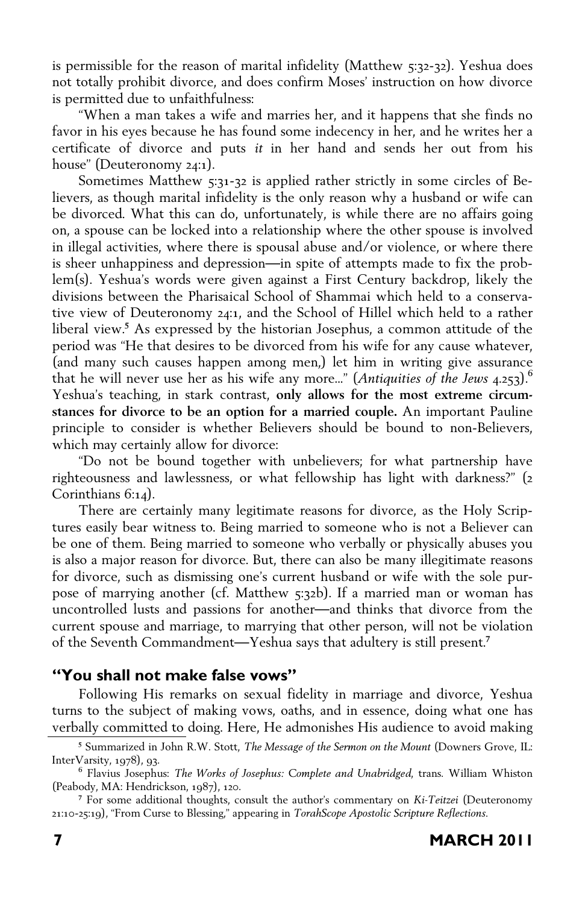is permissible for the reason of marital infidelity (Matthew 5:32-32). Yeshua does not totally prohibit divorce, and does confirm Moses' instruction on how divorce is permitted due to unfaithfulness:

"When a man takes a wife and marries her, and it happens that she finds no favor in his eyes because he has found some indecency in her, and he writes her a certificate of divorce and puts *it* in her hand and sends her out from his house" (Deuteronomy 24:1).

Sometimes Matthew 5:31-32 is applied rather strictly in some circles of Believers, as though marital infidelity is the only reason why a husband or wife can be divorced. What this can do, unfortunately, is while there are no affairs going on, a spouse can be locked into a relationship where the other spouse is involved in illegal activities, where there is spousal abuse and/or violence, or where there is sheer unhappiness and depression—in spite of attempts made to fix the problem(s). Yeshua's words were given against a First Century backdrop, likely the divisions between the Pharisaical School of Shammai which held to a conservative view of Deuteronomy 24:1, and the School of Hillel which held to a rather liberal view.[5] As expressed by the historian Josephus, a common attitude of the period was "He that desires to be divorced from his wife for any cause whatever, (and many such causes happen among men,) let him in writing give assurance that he will never use her as his wife any more..." (*Antiquities of the Jews* 4.253).[6] Yeshua's teaching, in stark contrast, **only allows for the most extreme circumstances for divorce to be an option for a married couple.** An important Pauline principle to consider is whether Believers should be bound to non-Believers, which may certainly allow for divorce:

"Do not be bound together with unbelievers; for what partnership have righteousness and lawlessness, or what fellowship has light with darkness?" (2 Corinthians 6:14).

There are certainly many legitimate reasons for divorce, as the Holy Scriptures easily bear witness to. Being married to someone who is not a Believer can be one of them. Being married to someone who verbally or physically abuses you is also a major reason for divorce. But, there can also be many illegitimate reasons for divorce, such as dismissing one's current husband or wife with the sole purpose of marrying another (cf. Matthew 5:32b). If a married man or woman has uncontrolled lusts and passions for another—and thinks that divorce from the current spouse and marriage, to marrying that other person, will not be violation of the Seventh Commandment—Yeshua says that adultery is still present.[7]

## "You shall not make false vows"

Following His remarks on sexual fidelity in marriage and divorce, Yeshua turns to the subject of making vows, oaths, and in essence, doing what one has verbally committed to doing. Here, He admonishes His audience to avoid making

[5] Summarized in John R.W. Stott, *The Message of the Sermon on the Mount* (Downers Grove, IL: InterVarsity, 1978), 93.

[6] Flavius Josephus: *The Works of Josephus: Complete and Unabridged*, trans. William Whiston (Peabody, MA: Hendrickson, 1987), 120.

[7] For some additional thoughts, consult the author's commentary on *Ki-Teitzei* (Deuteronomy 21:10-25:19), "From Curse to Blessing," appearing in *TorahScope Apostolic Scripture Reflections*.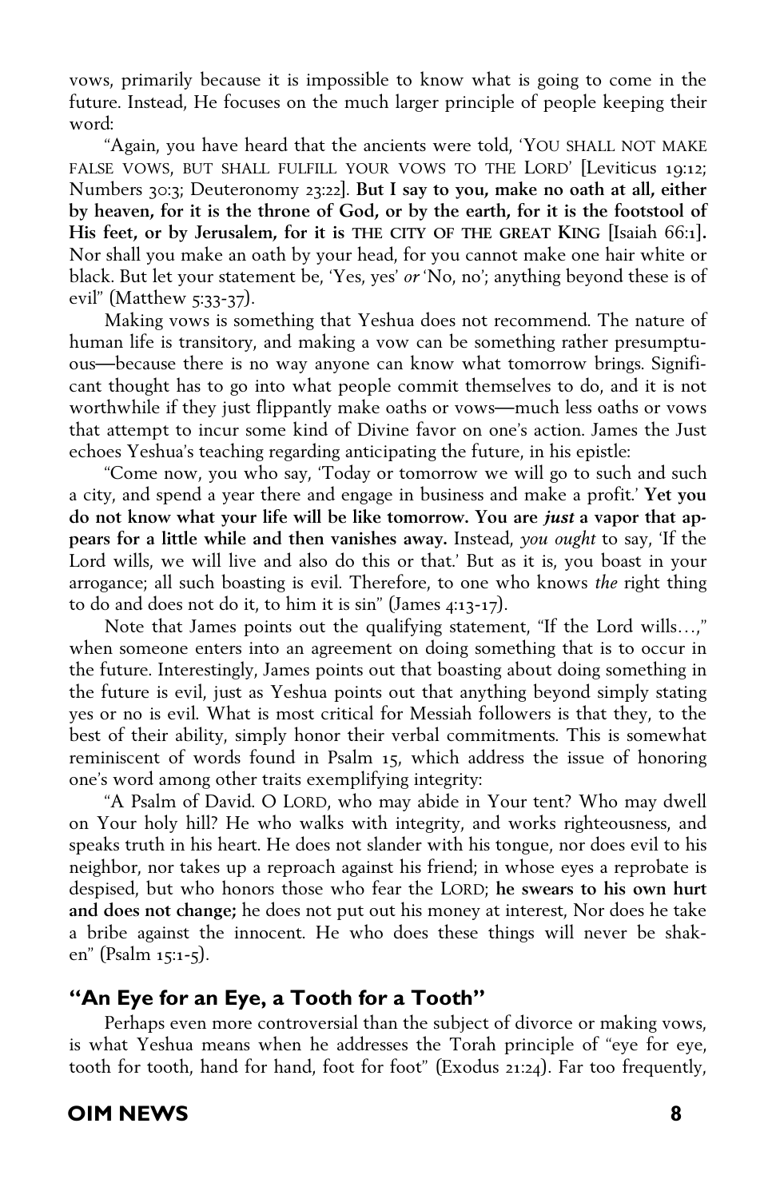vows, primarily because it is impossible to know what is going to come in the future. Instead, He focuses on the much larger principle of people keeping their word:

"Again, you have heard that the ancients were told, 'YOU SHALL NOT MAKE FALSE VOWS, BUT SHALL FULFILL YOUR VOWS TO THE LORD' [Leviticus 19:12; Numbers 30:3; Deuteronomy 23:22]. **But I say to you, make no oath at all, either by heaven, for it is the throne of God, or by the earth, for it is the footstool of His feet, or by Jerusalem, for it is THE CITY OF THE GREAT KING** [Isaiah 66:1]**.** Nor shall you make an oath by your head, for you cannot make one hair white or black. But let your statement be, 'Yes, yes' *or* 'No, no'; anything beyond these is of evil" (Matthew 5:33-37).

Making vows is something that Yeshua does not recommend. The nature of human life is transitory, and making a vow can be something rather presumptuous—because there is no way anyone can know what tomorrow brings. Significant thought has to go into what people commit themselves to do, and it is not worthwhile if they just flippantly make oaths or vows—much less oaths or vows that attempt to incur some kind of Divine favor on one's action. James the Just echoes Yeshua's teaching regarding anticipating the future, in his epistle:

"Come now, you who say, 'Today or tomorrow we will go to such and such a city, and spend a year there and engage in business and make a profit.' **Yet you do not know what your life will be like tomorrow. You are *just* a vapor that appears for a little while and then vanishes away.** Instead, *you ought* to say, 'If the Lord wills, we will live and also do this or that.' But as it is, you boast in your arrogance; all such boasting is evil. Therefore, to one who knows *the* right thing to do and does not do it, to him it is sin" (James 4:13-17).

Note that James points out the qualifying statement, "If the Lord wills…," when someone enters into an agreement on doing something that is to occur in the future. Interestingly, James points out that boasting about doing something in the future is evil, just as Yeshua points out that anything beyond simply stating yes or no is evil. What is most critical for Messiah followers is that they, to the best of their ability, simply honor their verbal commitments. This is somewhat reminiscent of words found in Psalm 15, which address the issue of honoring one's word among other traits exemplifying integrity:

"A Psalm of David. O LORD, who may abide in Your tent? Who may dwell on Your holy hill? He who walks with integrity, and works righteousness, and speaks truth in his heart. He does not slander with his tongue, nor does evil to his neighbor, nor takes up a reproach against his friend; in whose eyes a reprobate is despised, but who honors those who fear the LORD; **he swears to his own hurt and does not change;** he does not put out his money at interest, Nor does he take a bribe against the innocent. He who does these things will never be shaken" (Psalm 15:1-5).

## "An Eye for an Eye, a Tooth for a Tooth"

Perhaps even more controversial than the subject of divorce or making vows, is what Yeshua means when he addresses the Torah principle of "eye for eye, tooth for tooth, hand for hand, foot for foot" (Exodus 21:24). Far too frequently,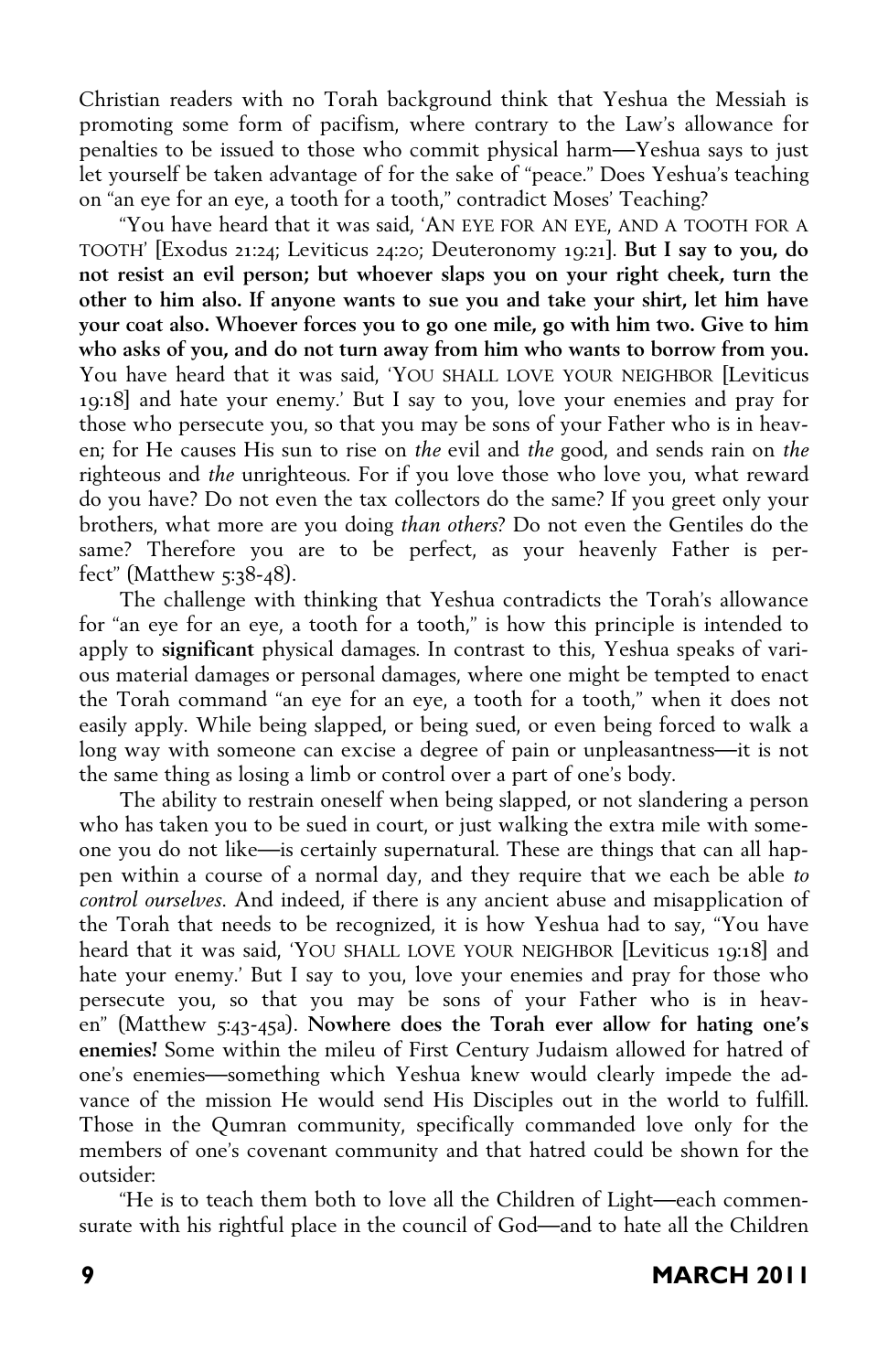Christian readers with no Torah background think that Yeshua the Messiah is promoting some form of pacifism, where contrary to the Law's allowance for penalties to be issued to those who commit physical harm—Yeshua says to just let yourself be taken advantage of for the sake of "peace." Does Yeshua's teaching on "an eye for an eye, a tooth for a tooth," contradict Moses' Teaching?

"You have heard that it was said, 'AN EYE FOR AN EYE, AND A TOOTH FOR A TOOTH' [Exodus 21:24; Leviticus 24:20; Deuteronomy 19:21]. **But I say to you, do not resist an evil person; but whoever slaps you on your right cheek, turn the other to him also. If anyone wants to sue you and take your shirt, let him have your coat also. Whoever forces you to go one mile, go with him two. Give to him who asks of you, and do not turn away from him who wants to borrow from you.** You have heard that it was said, 'YOU SHALL LOVE YOUR NEIGHBOR [Leviticus 19:18] and hate your enemy.' But I say to you, love your enemies and pray for those who persecute you, so that you may be sons of your Father who is in heaven; for He causes His sun to rise on *the* evil and *the* good, and sends rain on *the* righteous and *the* unrighteous. For if you love those who love you, what reward do you have? Do not even the tax collectors do the same? If you greet only your brothers, what more are you doing *than others*? Do not even the Gentiles do the same? Therefore you are to be perfect, as your heavenly Father is perfect" (Matthew 5:38-48).

The challenge with thinking that Yeshua contradicts the Torah's allowance for "an eye for an eye, a tooth for a tooth," is how this principle is intended to apply to **significant** physical damages. In contrast to this, Yeshua speaks of various material damages or personal damages, where one might be tempted to enact the Torah command "an eye for an eye, a tooth for a tooth," when it does not easily apply. While being slapped, or being sued, or even being forced to walk a long way with someone can excise a degree of pain or unpleasantness—it is not the same thing as losing a limb or control over a part of one's body.

The ability to restrain oneself when being slapped, or not slandering a person who has taken you to be sued in court, or just walking the extra mile with someone you do not like—is certainly supernatural. These are things that can all happen within a course of a normal day, and they require that we each be able *to control ourselves*. And indeed, if there is any ancient abuse and misapplication of the Torah that needs to be recognized, it is how Yeshua had to say, "You have heard that it was said, 'YOU SHALL LOVE YOUR NEIGHBOR [Leviticus 19:18] and hate your enemy.' But I say to you, love your enemies and pray for those who persecute you, so that you may be sons of your Father who is in heaven" (Matthew 5:43-45a). **Nowhere does the Torah ever allow for hating one's enemies!** Some within the mileu of First Century Judaism allowed for hatred of one's enemies—something which Yeshua knew would clearly impede the advance of the mission He would send His Disciples out in the world to fulfill. Those in the Qumran community, specifically commanded love only for the members of one's covenant community and that hatred could be shown for the outsider:

"He is to teach them both to love all the Children of Light—each commensurate with his rightful place in the council of God—and to hate all the Children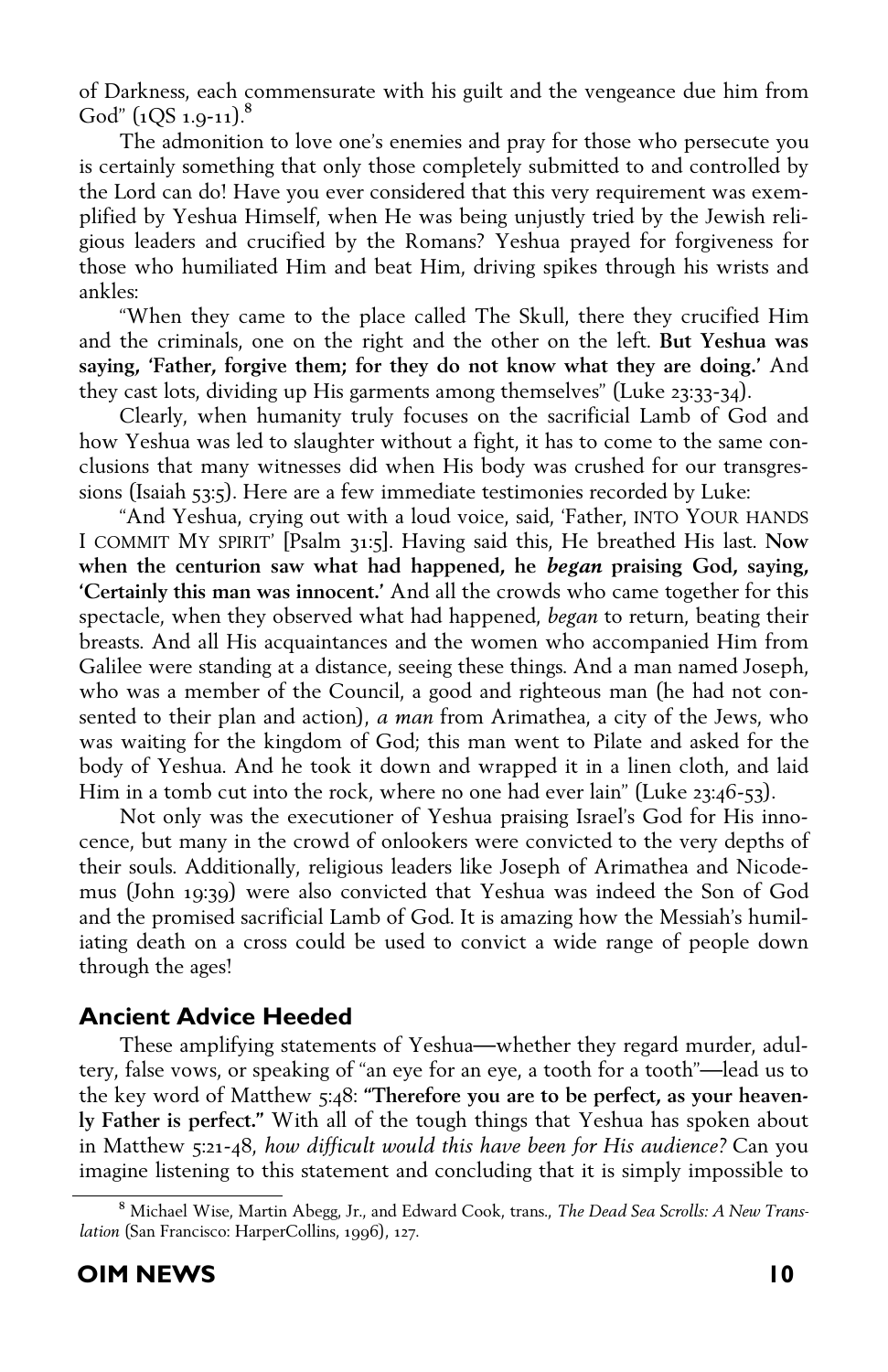of Darkness, each commensurate with his guilt and the vengeance due him from God" (1QS 1.9-11).[8]

The admonition to love one's enemies and pray for those who persecute you is certainly something that only those completely submitted to and controlled by the Lord can do! Have you ever considered that this very requirement was exemplified by Yeshua Himself, when He was being unjustly tried by the Jewish religious leaders and crucified by the Romans? Yeshua prayed for forgiveness for those who humiliated Him and beat Him, driving spikes through his wrists and ankles:

"When they came to the place called The Skull, there they crucified Him and the criminals, one on the right and the other on the left. **But Yeshua was saying, 'Father, forgive them; for they do not know what they are doing.'** And they cast lots, dividing up His garments among themselves" (Luke 23:33-34).

Clearly, when humanity truly focuses on the sacrificial Lamb of God and how Yeshua was led to slaughter without a fight, it has to come to the same conclusions that many witnesses did when His body was crushed for our transgressions (Isaiah 53:5). Here are a few immediate testimonies recorded by Luke:

"And Yeshua, crying out with a loud voice, said, 'Father, INTO YOUR HANDS I COMMIT MY SPIRIT' [Psalm 31:5]. Having said this, He breathed His last. **Now when the centurion saw what had happened, he *began* praising God, saying, 'Certainly this man was innocent.'** And all the crowds who came together for this spectacle, when they observed what had happened, *began* to return, beating their breasts. And all His acquaintances and the women who accompanied Him from Galilee were standing at a distance, seeing these things. And a man named Joseph, who was a member of the Council, a good and righteous man (he had not consented to their plan and action), *a man* from Arimathea, a city of the Jews, who was waiting for the kingdom of God; this man went to Pilate and asked for the body of Yeshua. And he took it down and wrapped it in a linen cloth, and laid Him in a tomb cut into the rock, where no one had ever lain" (Luke 23:46-53).

Not only was the executioner of Yeshua praising Israel's God for His innocence, but many in the crowd of onlookers were convicted to the very depths of their souls. Additionally, religious leaders like Joseph of Arimathea and Nicodemus (John 19:39) were also convicted that Yeshua was indeed the Son of God and the promised sacrificial Lamb of God. It is amazing how the Messiah's humiliating death on a cross could be used to convict a wide range of people down through the ages!

## Ancient Advice Heeded

These amplifying statements of Yeshua—whether they regard murder, adultery, false vows, or speaking of "an eye for an eye, a tooth for a tooth"—lead us to the key word of Matthew 5:48: **"Therefore you are to be perfect, as your heavenly Father is perfect."** With all of the tough things that Yeshua has spoken about in Matthew 5:21-48, *how difficult would this have been for His audience?* Can you imagine listening to this statement and concluding that it is simply impossible to

[8] Michael Wise, Martin Abegg, Jr., and Edward Cook, trans., *The Dead Sea Scrolls: A New Translation* (San Francisco: HarperCollins, 1996), 127.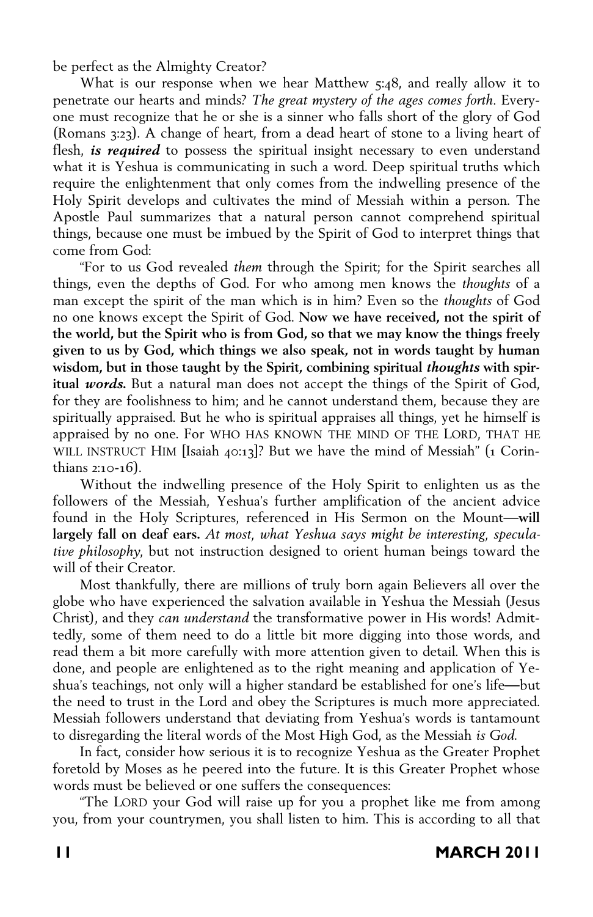be perfect as the Almighty Creator?

What is our response when we hear Matthew 5:48, and really allow it to penetrate our hearts and minds? *The great mystery of the ages comes forth*. Everyone must recognize that he or she is a sinner who falls short of the glory of God (Romans 3:23). A change of heart, from a dead heart of stone to a living heart of flesh, ***is required*** to possess the spiritual insight necessary to even understand what it is Yeshua is communicating in such a word. Deep spiritual truths which require the enlightenment that only comes from the indwelling presence of the Holy Spirit develops and cultivates the mind of Messiah within a person. The Apostle Paul summarizes that a natural person cannot comprehend spiritual things, because one must be imbued by the Spirit of God to interpret things that come from God:

"For to us God revealed *them* through the Spirit; for the Spirit searches all things, even the depths of God. For who among men knows the *thoughts* of a man except the spirit of the man which is in him? Even so the *thoughts* of God no one knows except the Spirit of God. **Now we have received, not the spirit of the world, but the Spirit who is from God, so that we may know the things freely given to us by God, which things we also speak, not in words taught by human wisdom, but in those taught by the Spirit, combining spiritual *thoughts* with spiritual *words*.** But a natural man does not accept the things of the Spirit of God, for they are foolishness to him; and he cannot understand them, because they are spiritually appraised. But he who is spiritual appraises all things, yet he himself is appraised by no one. For WHO HAS KNOWN THE MIND OF THE LORD, THAT HE WILL INSTRUCT HIM [Isaiah 40:13]? But we have the mind of Messiah" (1 Corinthians 2:10-16).

Without the indwelling presence of the Holy Spirit to enlighten us as the followers of the Messiah, Yeshua's further amplification of the ancient advice found in the Holy Scriptures, referenced in His Sermon on the Mount—**will largely fall on deaf ears.** *At most, what Yeshua says might be interesting, speculative philosophy*, but not instruction designed to orient human beings toward the will of their Creator.

Most thankfully, there are millions of truly born again Believers all over the globe who have experienced the salvation available in Yeshua the Messiah (Jesus Christ), and they *can understand* the transformative power in His words! Admittedly, some of them need to do a little bit more digging into those words, and read them a bit more carefully with more attention given to detail. When this is done, and people are enlightened as to the right meaning and application of Yeshua's teachings, not only will a higher standard be established for one's life—but the need to trust in the Lord and obey the Scriptures is much more appreciated. Messiah followers understand that deviating from Yeshua's words is tantamount to disregarding the literal words of the Most High God, as the Messiah *is God*.

In fact, consider how serious it is to recognize Yeshua as the Greater Prophet foretold by Moses as he peered into the future. It is this Greater Prophet whose words must be believed or one suffers the consequences:

"The LORD your God will raise up for you a prophet like me from among you, from your countrymen, you shall listen to him. This is according to all that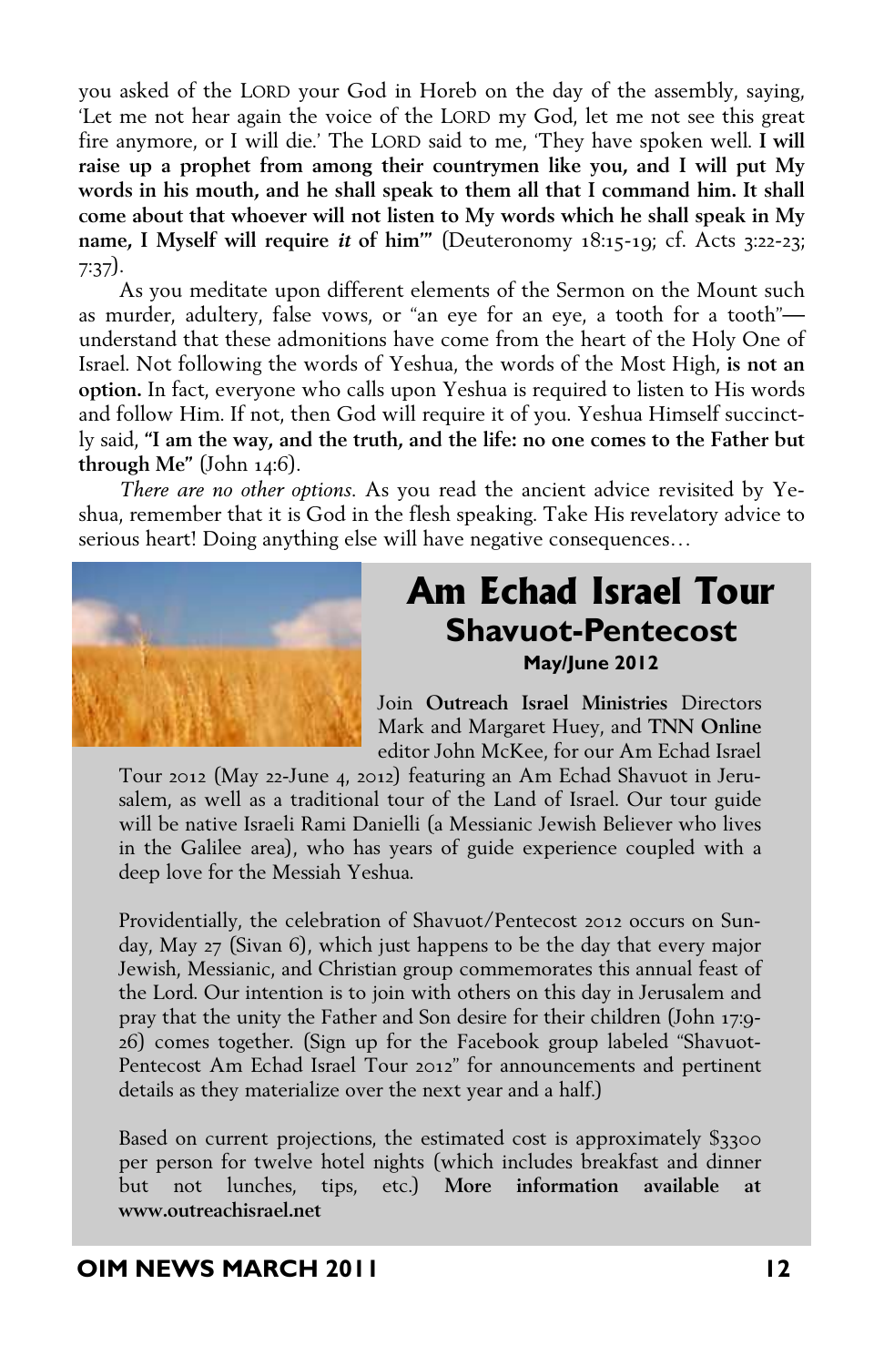you asked of the LORD your God in Horeb on the day of the assembly, saying, 'Let me not hear again the voice of the LORD my God, let me not see this great fire anymore, or I will die.' The LORD said to me, 'They have spoken well. **I will raise up a prophet from among their countrymen like you, and I will put My words in his mouth, and he shall speak to them all that I command him. It shall come about that whoever will not listen to My words which he shall speak in My name, I Myself will require *it* of him'"** (Deuteronomy 18:15-19; cf. Acts 3:22-23; 7:37).

As you meditate upon different elements of the Sermon on the Mount such as murder, adultery, false vows, or "an eye for an eye, a tooth for a tooth"—understand that these admonitions have come from the heart of the Holy One of Israel. Not following the words of Yeshua, the words of the Most High, **is not an option.** In fact, everyone who calls upon Yeshua is required to listen to His words and follow Him. If not, then God will require it of you. Yeshua Himself succinctly said, **"I am the way, and the truth, and the life: no one comes to the Father but through Me"** (John 14:6).

*There are no other options.* As you read the ancient advice revisited by Yeshua, remember that it is God in the flesh speaking. Take His revelatory advice to serious heart! Doing anything else will have negative consequences…

# Am Echad Israel Tour

## Shavuot-Pentecost

### May/June 2012

Join **Outreach Israel Ministries** Directors Mark and Margaret Huey, and **TNN Online** editor John McKee, for our Am Echad Israel Tour 2012 (May 22-June 4, 2012) featuring an Am Echad Shavuot in Jerusalem, as well as a traditional tour of the Land of Israel. Our tour guide will be native Israeli Rami Danielli (a Messianic Jewish Believer who lives in the Galilee area), who has years of guide experience coupled with a deep love for the Messiah Yeshua.

Providentially, the celebration of Shavuot/Pentecost 2012 occurs on Sunday, May 27 (Sivan 6), which just happens to be the day that every major Jewish, Messianic, and Christian group commemorates this annual feast of the Lord. Our intention is to join with others on this day in Jerusalem and pray that the unity the Father and Son desire for their children (John 17:9-26) comes together. (Sign up for the Facebook group labeled "Shavuot-Pentecost Am Echad Israel Tour 2012" for announcements and pertinent details as they materialize over the next year and a half.)

Based on current projections, the estimated cost is approximately $3300 per person for twelve hotel nights (which includes breakfast and dinner but not lunches, tips, etc.) **More information available at www.outreachisrael.net**